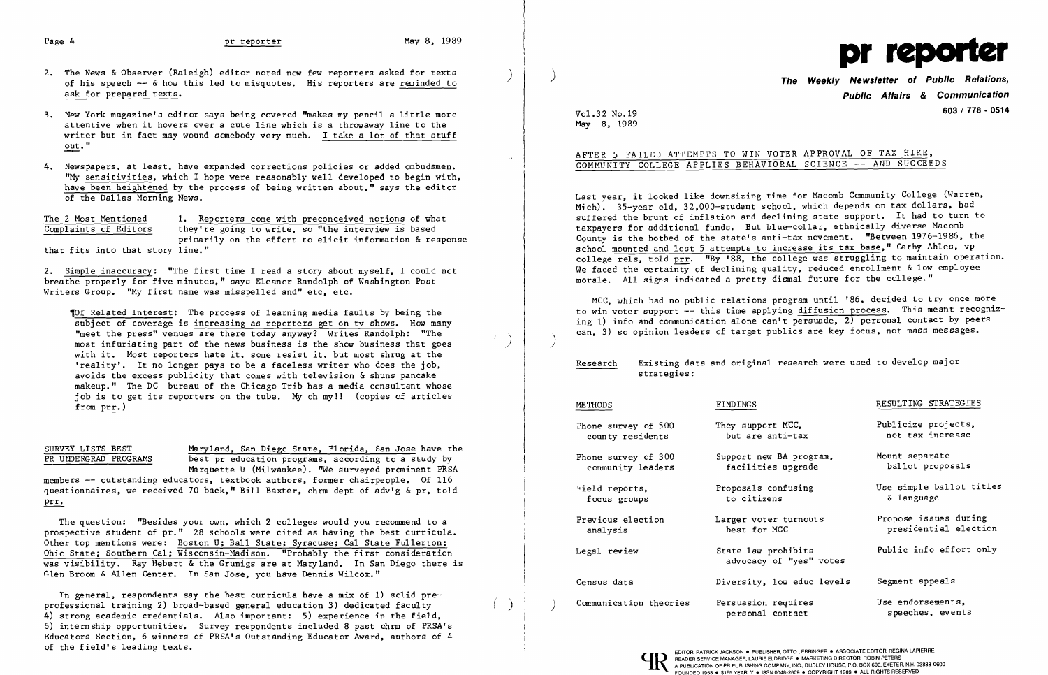2. The News & Observer (Raleigh) editor noted how few reporters asked for texts of his speech -- & how this led to misquotes. His reporters are reminded to ask for prepared texts.

3. New York magazine's editor says being covered "makes my pencil a little more attentive when it hovers over a cute line which is a throwaway line to the writer but in fact may wound somebody very much. I take a lot of that stuff out."

4. Newspapers, at least, have expanded corrections policies or added ombudsmen. "My sensitivities, which I hope were reasonably well-developed to begin with, have been heightened by the process of being written about," says the editor of the Dallas Morning News.

**The 2 Most Mentioned Complaints of Editors**

1. Reporters come with preconceived notions of what they're going to write, so "the interview is based primarily on the effort to elicit information & response that fits into that story line."

2. Simple inaccuracy: "The first time I read a story about myself, I could not breathe properly for five minutes," says Eleanor Randolph of Washington Post Writers Group. "My first name was misspelled and" etc, etc.

¶Of Related Interest: The process of learning media faults by being the subject of coverage is increasing as reporters get on tv shows. How many "meet the press" venues are there today anyway? Writes Randolph: "The most infuriating part of the news business is the show business that goes with it. Most reporters hate it, some resist it, but most shrug at the 'reality'. It no longer pays to be a faceless writer who does the job, avoids the excess publicity that comes with television & shuns pancake makeup." The DC bureau of the Chicago Trib has a media consultant whose job is to get its reporters on the tube. My oh my!! (copies of articles from prr.)

## SURVEY LISTS BEST PR UNDERGRAD PROGRAMS

Maryland, San Diego State, Florida, San Jose have the best pr education programs, according to a study by Marquette U (Milwaukee). "We surveyed prominent PRSA members -- outstanding educators, textbook authors, former chairpeople. Of 116 questionnaires, we received 70 back," Bill Baxter, chrm dept of adv'g & pr, told prr.

The question: "Besides your own, which 2 colleges would you recommend to a prospective student of pr." 28 schools were cited as having the best curricula. Other top mentions were: Boston U; Ball State; Syracuse; Cal State Fullerton; Ohio State; Southern Cal; Wisconsin-Madison. "Probably the first consideration was visibility. Ray Hebert & the Grunigs are at Maryland. In San Diego there is Glen Broom & Allen Center. In San Jose, you have Dennis Wilcox."

In general, respondents say the best curricula have a mix of 1) solid pre-professional training 2) broad-based general education 3) dedicated faculty 4) strong academic credentials. Also important: 5) experience in the field, 6) internship opportunities. Survey respondents included 8 past chrm of PRSA's Educators Section, 6 winners of PRSA's Outstanding Educator Award, authors of 4 of the field's leading texts.

# pr reporter

**The Weekly Newsletter of Public Relations, Public Affairs & Communication**

603 / 778 - 0514

Vol.32 No.19
May 8, 1989

## AFTER 5 FAILED ATTEMPTS TO WIN VOTER APPROVAL OF TAX HIKE, COMMUNITY COLLEGE APPLIES BEHAVIORAL SCIENCE -- AND SUCCEEDS

Last year, it looked like downsizing time for Macomb Community College (Warren, Mich). 35-year old, 32,000-student school, which depends on tax dollars, had suffered the brunt of inflation and declining state support. It had to turn to taxpayers for additional funds. But blue-collar, ethnically diverse Macomb County is the hotbed of the state's anti-tax movement. "Between 1976-1986, the school mounted and lost 5 attempts to increase its tax base," Cathy Ahles, vp college rels, told prr. "By '88, the college was struggling to maintain operation. We faced the certainty of declining quality, reduced enrollment & low employee morale. All signs indicated a pretty dismal future for the college."

MCC, which had no public relations program until '86, decided to try once more to win voter support -- this time applying diffusion process. This meant recognizing 1) info and communication alone can't persuade, 2) personal contact by peers can, 3) so opinion leaders of target publics are key focus, not mass messages.

**Research** Existing data and original research were used to develop major strategies:

| METHODS | FINDINGS | RESULTING STRATEGIES |
|---|---|---|
| Phone survey of 500 county residents | They support MCC, but are anti-tax | Publicize projects, not tax increase |
| Phone survey of 300 community leaders | Support new BA program, facilities upgrade | Mount separate ballot proposals |
| Field reports, focus groups | Proposals confusing to citizens | Use simple ballot titles & language |
| Previous election analysis | Larger voter turnouts best for MCC | Propose issues during presidential election |
| Legal review | State law prohibits advocacy of "yes" votes | Public info effort only |
| Census data | Diversity, low educ levels | Segment appeals |
| Communication theories | Persuasion requires personal contact | Use endorsements, speeches, events |

EDITOR, PATRICK JACKSON • PUBLISHER, OTTO LERBINGER • ASSOCIATE EDITOR, REGINA LAPIERRE
READER SERVICE MANAGER, LAURIE ELDRIDGE • MARKETING DIRECTOR, ROBIN PETERS
A PUBLICATION OF PR PUBLISHING COMPANY, INC., DUDLEY HOUSE, P.O. BOX 600, EXETER, N.H. 03833-0600
FOUNDED 1958 • $165 YEARLY • ISSN 0048-2609 • COPYRIGHT 1989 • ALL RIGHTS RESERVED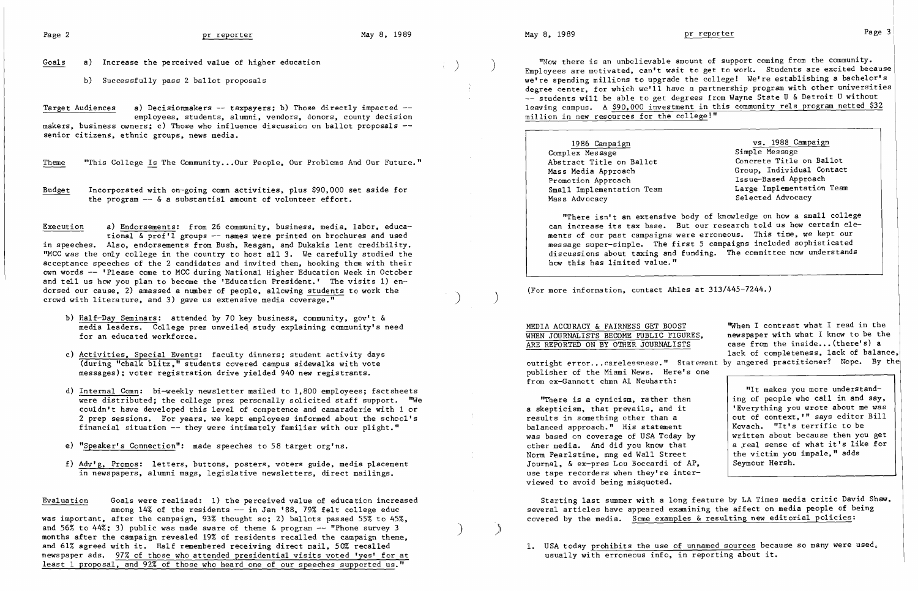**Goals** a) Increase the perceived value of higher education

b) Successfully pass 2 ballot proposals

**Target Audiences** a) Decisionmakers -- taxpayers; b) Those directly impacted -- employees, students, alumni, vendors, donors, county decision makers, business owners; c) Those who influence discussion on ballot proposals -- senior citizens, ethnic groups, news media.

**Theme** "This College Is The Community...Our People, Our Problems And Our Future."

**Budget** Incorporated with on-going comn activities, plus $90,000 set aside for the program -- & a substantial amount of volunteer effort.

**Execution** a) Endorsements: from 26 community, business, media, labor, educational & prof'l groups -- names were printed on brochures and used in speeches. Also, endorsements from Bush, Reagan, and Dukakis lent credibility. "MCC was the only college in the country to host all 3. We carefully studied the acceptance speeches of the 2 candidates and invited them, hooking them with their own words -- 'Please come to MCC during National Higher Education Week in October and tell us how you plan to become the 'Education President.' The visits 1) endorsed our cause, 2) amassed a number of people, allowing students to work the crowd with literature, and 3) gave us extensive media coverage."

b) Half-Day Seminars: attended by 70 key business, community, gov't & media leaders. College prez unveiled study explaining community's need for an educated workforce.

c) Activities, Special Events: faculty dinners; student activity days (during "chalk blitz," students covered campus sidewalks with vote messages); voter registration drive yielded 940 new registrants.

d) Internal Comn: bi-weekly newsletter mailed to 1,800 employees; factsheets were distributed; the college prez personally solicited staff support. "We couldn't have developed this level of competence and camaraderie with 1 or 2 prep sessions. For years, we kept employees informed about the school's financial situation -- they were intimately familiar with our plight."

e) "Speaker's Connection": made speeches to 58 target org'ns.

f) Adv'g, Promos: letters, buttons, posters, voters guide, media placement in newspapers, alumni mags, legislative newsletters, direct mailings.

**Evaluation** Goals were realized: 1) the perceived value of education increased among 14% of the residents -- in Jan '88, 79% felt college educ was important, after the campaign, 93% thought so; 2) ballots passed 55% to 45%, and 56% to 44%; 3) public was made aware of theme & program -- "Phone survey 3 months after the campaign revealed 19% of residents recalled the campaign theme, and 61% agreed with it. Half remembered receiving direct mail, 50% recalled newspaper ads. 97% of those who attended presidential visits voted 'yes' for at least 1 proposal, and 92% of those who heard one of our speeches supported us."

"Now there is an unbelievable amount of support coming from the community. Employees are motivated, can't wait to get to work. Students are excited because we're spending millions to upgrade the college! We're establishing a bachelor's degree center, for which we'll have a partnership program with other universities -- students will be able to get degrees from Wayne State U & Detroit U without leaving campus. A $90,000 investment in this community rels program netted $32 million in new resources for the college!"

| 1986 Campaign | vs. 1988 Campaign |
|---|---|
| Complex Message | Simple Message |
| Abstract Title on Ballot | Concrete Title on Ballot |
| Mass Media Approach | Group, Individual Contact |
| Promotion Approach | Issue-Based Approach |
| Small Implementation Team | Large Implementation Team |
| Mass Advocacy | Selected Advocacy |

"There isn't an extensive body of knowledge on how a small college can increase its tax base. But our research told us how certain elements of our past campaigns were erroneous. This time, we kept our message super-simple. The first 5 campaigns included sophisticated discussions about taxing and funding. The committee now understands how this has limited value."

(For more information, contact Ahles at 313/445-7244.)

**MEDIA ACCURACY & FAIRNESS GET BOOST WHEN JOURNALISTS BECOME PUBLIC FIGURES, ARE REPORTED ON BY OTHER JOURNALISTS**

"When I contrast what I read in the newspaper with what I know to be the case from the inside...(there's) a lack of completeness, lack of balance, outright error...carelessness." Statement by angered practitioner? Nope. By the publisher of the Miami News. Here's one from ex-Gannett chmn Al Neuharth:

"There is a cynicism, rather than a skepticism, that prevails, and it results in something other than a balanced approach." His statement was based on coverage of USA Today by other media. And did you know that Norm Pearlstine, mng ed Wall Street Journal, & ex-pres Lou Boccardi of AP, use tape recorders when they're interviewed to avoid being misquoted.

> "It makes you more understanding of people who call in and say, 'Everything you wrote about me was out of context,'" says editor Bill Kovach. "It's terrific to be written about because then you get a real sense of what it's like for the victim you impale," adds Seymour Hersh.

Starting last summer with a long feature by LA Times media critic David Shaw, several articles have appeared examining the affect on media people of being covered by the media. Some examples & resulting new editorial policies:

1. USA today prohibits the use of unnamed sources because so many were used, usually with erroneous info, in reporting about it.